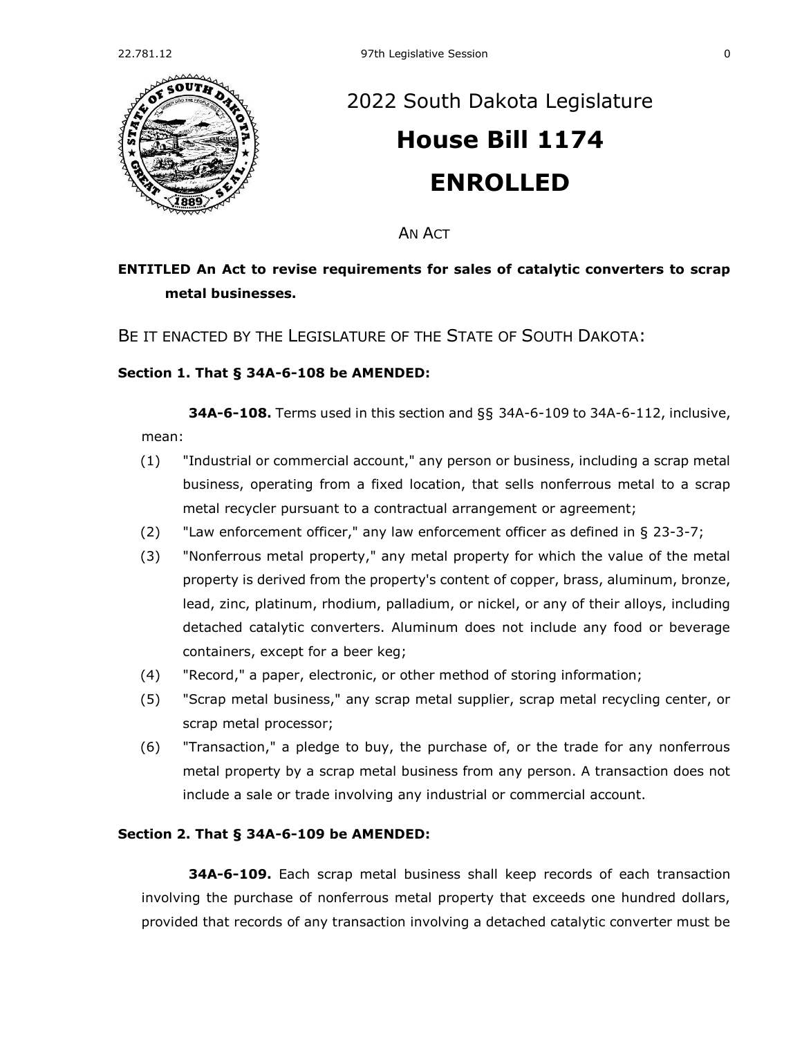# 2022 South Dakota Legislature

# House Bill 1174

# ENROLLED

AN ACT

**ENTITLED An Act to revise requirements for sales of catalytic converters to scrap metal businesses.**

BE IT ENACTED BY THE LEGISLATURE OF THE STATE OF SOUTH DAKOTA:

**Section 1. That § 34A-6-108 be AMENDED:**

**34A-6-108.** Terms used in this section and §§ 34A-6-109 to 34A-6-112, inclusive, mean:

(1) "Industrial or commercial account," any person or business, including a scrap metal business, operating from a fixed location, that sells nonferrous metal to a scrap metal recycler pursuant to a contractual arrangement or agreement;

(2) "Law enforcement officer," any law enforcement officer as defined in § 23-3-7;

(3) "Nonferrous metal property," any metal property for which the value of the metal property is derived from the property's content of copper, brass, aluminum, bronze, lead, zinc, platinum, rhodium, palladium, or nickel, or any of their alloys, including detached catalytic converters. Aluminum does not include any food or beverage containers, except for a beer keg;

(4) "Record," a paper, electronic, or other method of storing information;

(5) "Scrap metal business," any scrap metal supplier, scrap metal recycling center, or scrap metal processor;

(6) "Transaction," a pledge to buy, the purchase of, or the trade for any nonferrous metal property by a scrap metal business from any person. A transaction does not include a sale or trade involving any industrial or commercial account.

**Section 2. That § 34A-6-109 be AMENDED:**

**34A-6-109.** Each scrap metal business shall keep records of each transaction involving the purchase of nonferrous metal property that exceeds one hundred dollars, provided that records of any transaction involving a detached catalytic converter must be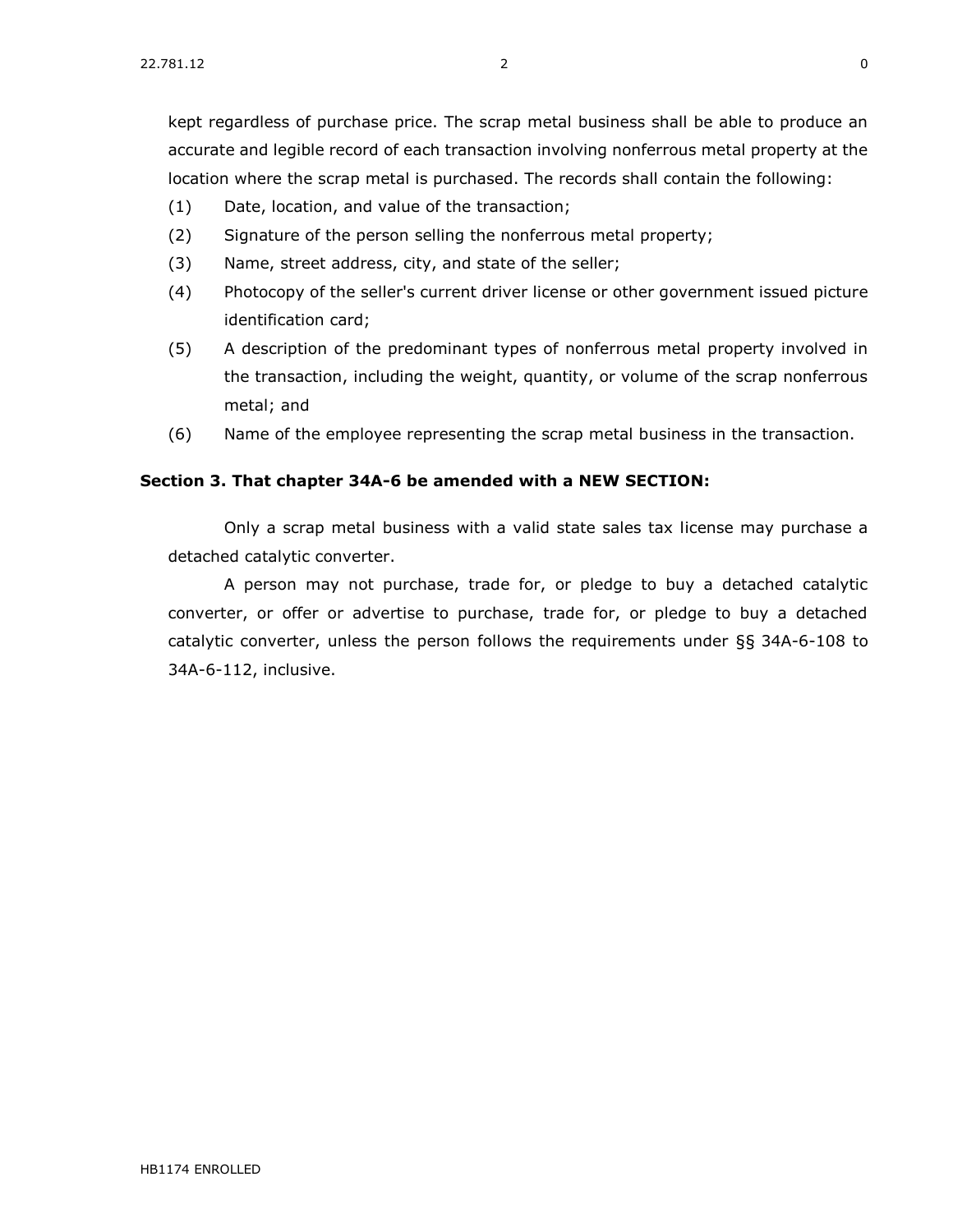kept regardless of purchase price. The scrap metal business shall be able to produce an accurate and legible record of each transaction involving nonferrous metal property at the location where the scrap metal is purchased. The records shall contain the following:

(1) Date, location, and value of the transaction;

(2) Signature of the person selling the nonferrous metal property;

(3) Name, street address, city, and state of the seller;

(4) Photocopy of the seller's current driver license or other government issued picture identification card;

(5) A description of the predominant types of nonferrous metal property involved in the transaction, including the weight, quantity, or volume of the scrap nonferrous metal; and

(6) Name of the employee representing the scrap metal business in the transaction.

**Section 3. That chapter 34A-6 be amended with a NEW SECTION:**

Only a scrap metal business with a valid state sales tax license may purchase a detached catalytic converter.

A person may not purchase, trade for, or pledge to buy a detached catalytic converter, or offer or advertise to purchase, trade for, or pledge to buy a detached catalytic converter, unless the person follows the requirements under §§ 34A-6-108 to 34A-6-112, inclusive.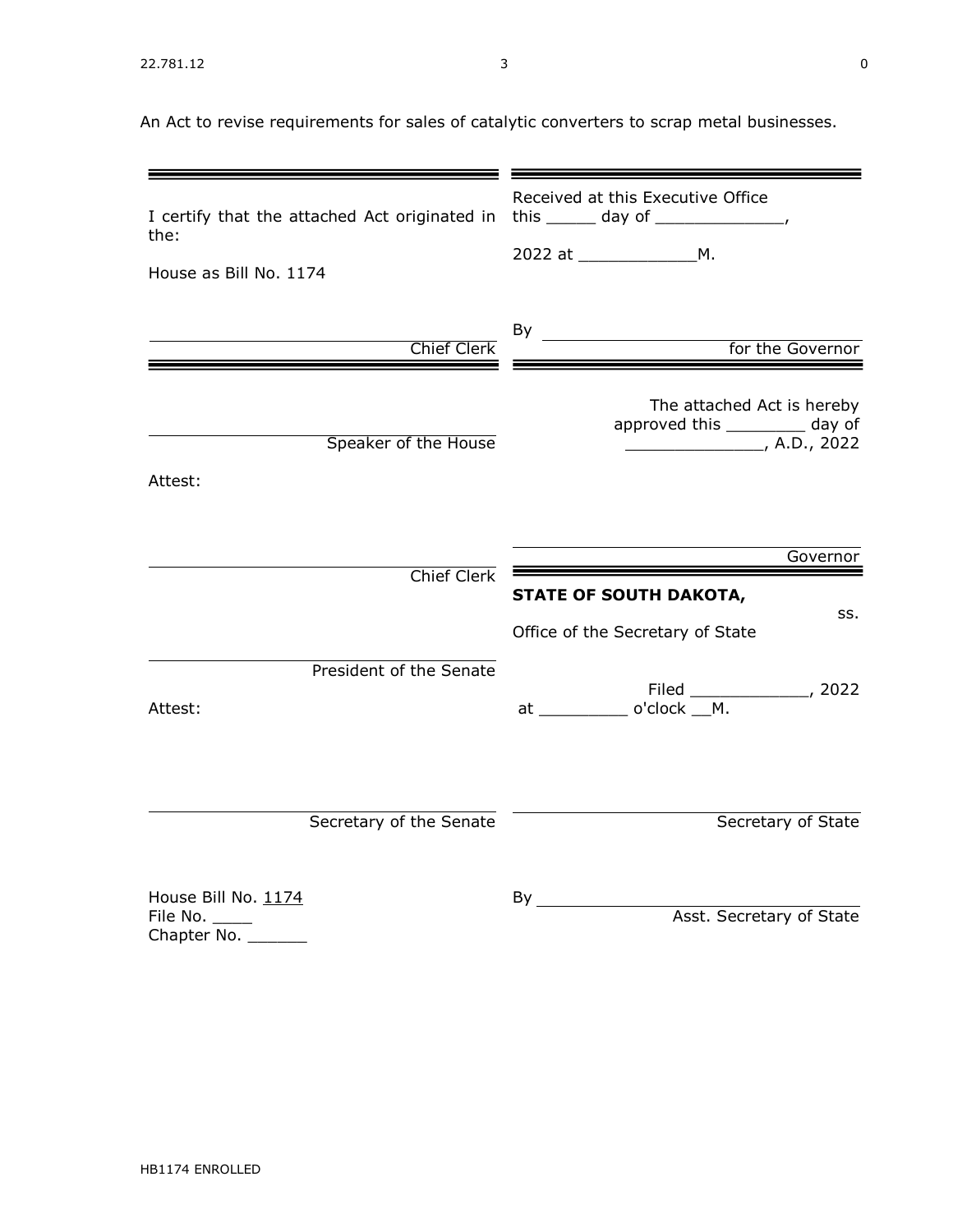An Act to revise requirements for sales of catalytic converters to scrap metal businesses.

I certify that the attached Act originated in the:

House as Bill No. 1174

Chief Clerk

Speaker of the House

Attest:

Chief Clerk

President of the Senate

Attest:

Secretary of the Senate

House Bill No. 1174
File No. ____
Chapter No. ______

Received at this Executive Office this _____ day of _____________,

2022 at ____________M.

By
for the Governor

The attached Act is hereby approved this ________ day of ______________, A.D., 2022

Governor

**STATE OF SOUTH DAKOTA,**

ss.

Office of the Secretary of State

Filed ____________, 2022 at _________ o'clock __M.

Secretary of State

By
Asst. Secretary of State